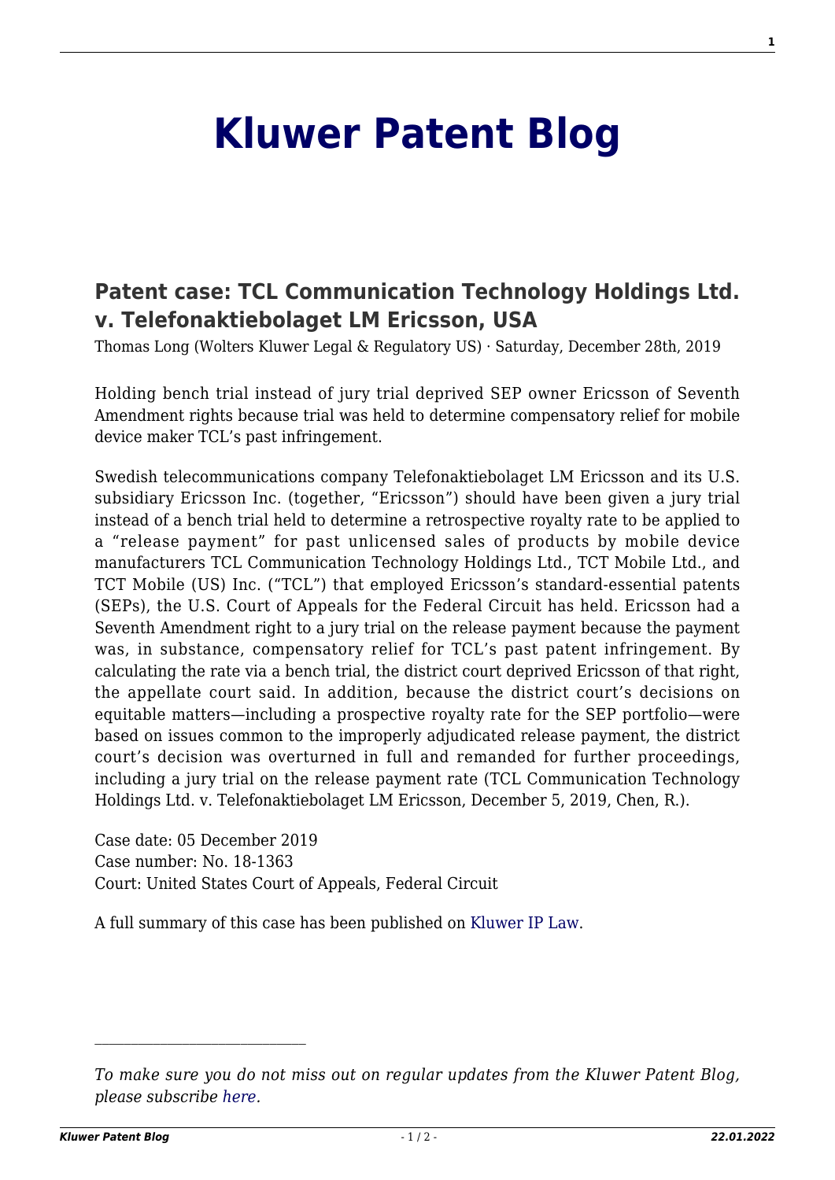# Kluwer Patent Blog

## Patent case: TCL Communication Technology Holdings Ltd. v. Telefonaktiebolaget LM Ericsson, USA

Thomas Long (Wolters Kluwer Legal & Regulatory US) · Saturday, December 28th, 2019

Holding bench trial instead of jury trial deprived SEP owner Ericsson of Seventh Amendment rights because trial was held to determine compensatory relief for mobile device maker TCL's past infringement.

Swedish telecommunications company Telefonaktiebolaget LM Ericsson and its U.S. subsidiary Ericsson Inc. (together, "Ericsson") should have been given a jury trial instead of a bench trial held to determine a retrospective royalty rate to be applied to a "release payment" for past unlicensed sales of products by mobile device manufacturers TCL Communication Technology Holdings Ltd., TCT Mobile Ltd., and TCT Mobile (US) Inc. ("TCL") that employed Ericsson's standard-essential patents (SEPs), the U.S. Court of Appeals for the Federal Circuit has held. Ericsson had a Seventh Amendment right to a jury trial on the release payment because the payment was, in substance, compensatory relief for TCL's past patent infringement. By calculating the rate via a bench trial, the district court deprived Ericsson of that right, the appellate court said. In addition, because the district court's decisions on equitable matters—including a prospective royalty rate for the SEP portfolio—were based on issues common to the improperly adjudicated release payment, the district court's decision was overturned in full and remanded for further proceedings, including a jury trial on the release payment rate (TCL Communication Technology Holdings Ltd. v. Telefonaktiebolaget LM Ericsson, December 5, 2019, Chen, R.).

Case date: 05 December 2019
Case number: No. 18-1363
Court: United States Court of Appeals, Federal Circuit

A full summary of this case has been published on Kluwer IP Law.

---

*To make sure you do not miss out on regular updates from the Kluwer Patent Blog, please subscribe here.*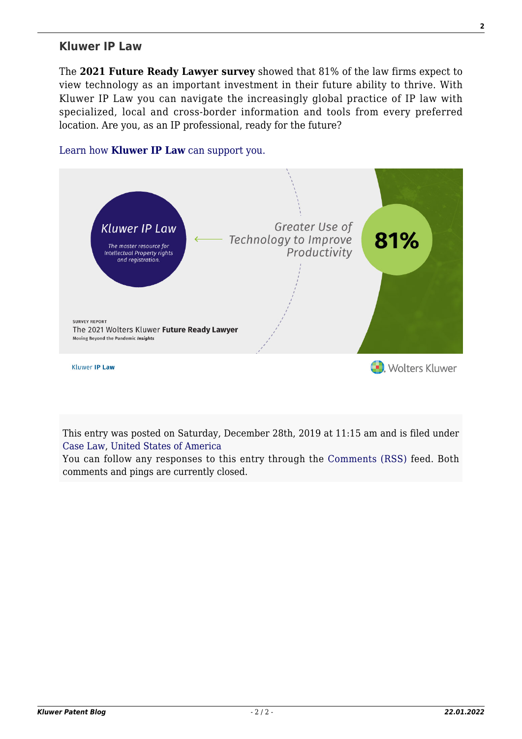## Kluwer IP Law

The **2021 Future Ready Lawyer survey** showed that 81% of the law firms expect to view technology as an important investment in their future ability to thrive. With Kluwer IP Law you can navigate the increasingly global practice of IP law with specialized, local and cross-border information and tools from every preferred location. Are you, as an IP professional, ready for the future?

Learn how **Kluwer IP Law** can support you.

Kluwer IP Law

The master resource for Intellectual Property rights and registration.

Greater Use of Technology to Improve Productivity

81%

SURVEY REPORT

The 2021 Wolters Kluwer **Future Ready Lawyer**

Moving Beyond the Pandemic ***Insights***

Kluwer **IP Law**

Wolters Kluwer

This entry was posted on Saturday, December 28th, 2019 at 11:15 am and is filed under Case Law, United States of America

You can follow any responses to this entry through the Comments (RSS) feed. Both comments and pings are currently closed.